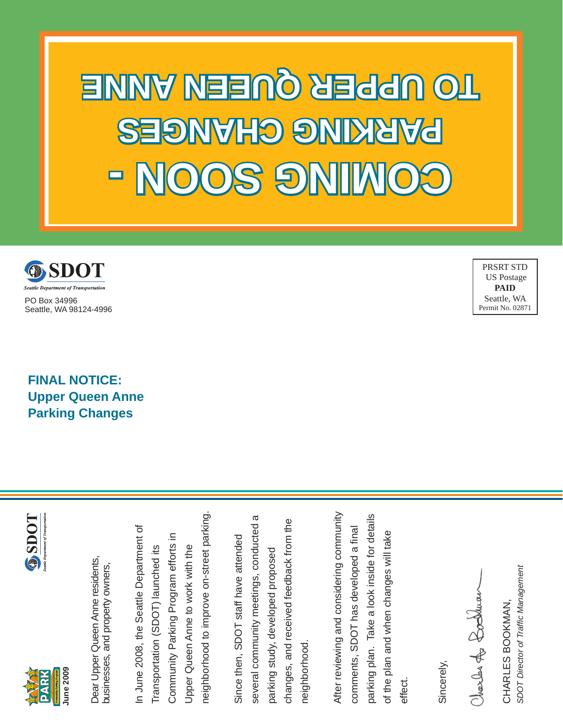# COMING SOON - PARKING CHANGES TO UPPER QUEEN ANNE

SDOT
*Seattle Department of Transportation*

PO Box 34996
Seattle, WA 98124-4996

PRSRT STD
US Postage
**PAID**
Seattle, WA
Permit No. 02871

## FINAL NOTICE:
## Upper Queen Anne Parking Changes

---

PARK *Community Parking Program*

**June 2009**

SDOT *Seattle Department of Transportation*

Dear Upper Queen Anne residents, businesses, and property owners,

In June 2008, the Seattle Department of Transportation (SDOT) launched its Community Parking Program efforts in Upper Queen Anne to work with the neighborhood to improve on-street parking.

Since then, SDOT staff have attended several community meetings, conducted a parking study, developed proposed changes, and received feedback from the neighborhood.

After reviewing and considering community comments, SDOT has developed a final parking plan. Take a look inside for details of the plan and when changes will take effect.

Sincerely,

Charles A. Bookman

CHARLES BOOKMAN,
*SDOT Director of Traffic Management*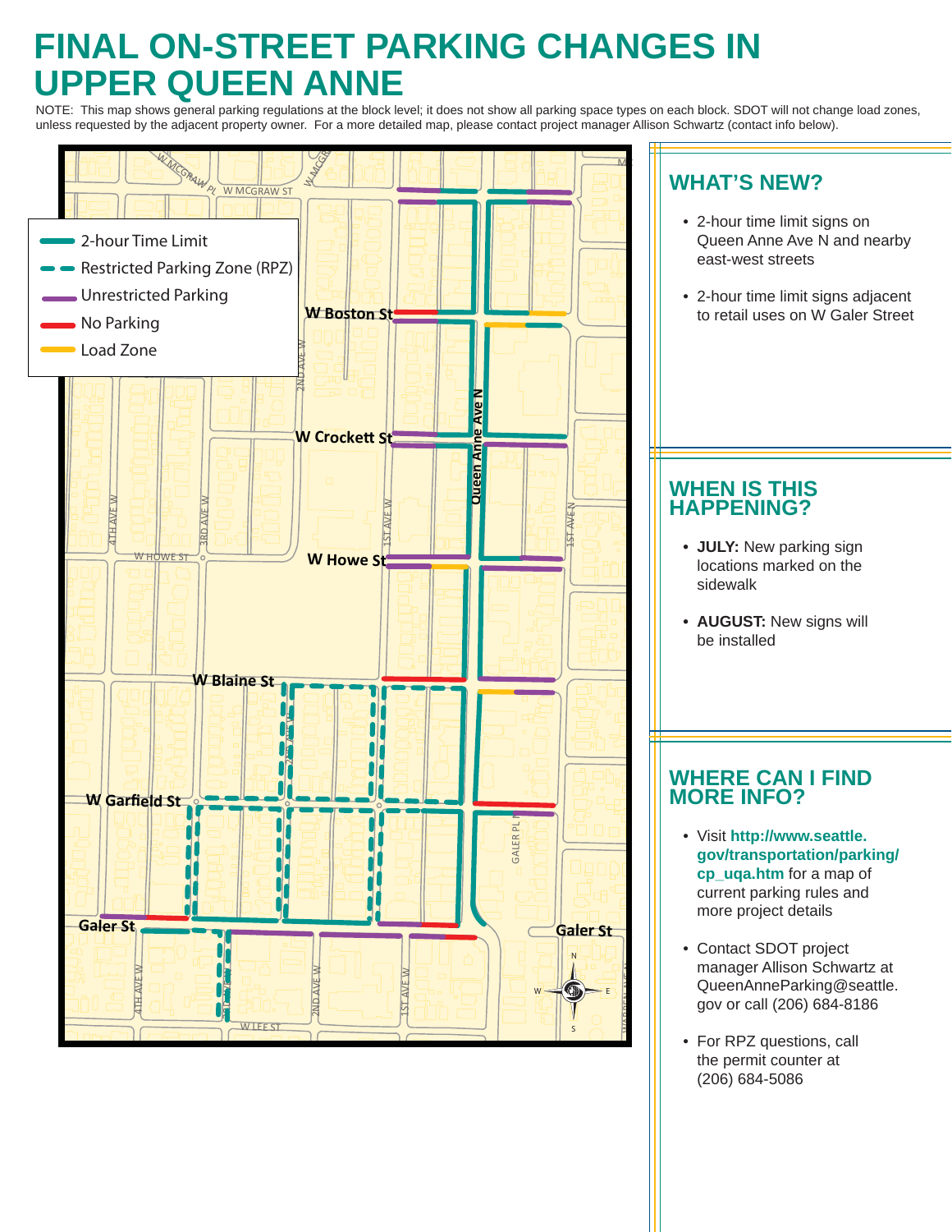# FINAL ON-STREET PARKING CHANGES IN UPPER QUEEN ANNE

NOTE: This map shows general parking regulations at the block level; it does not show all parking space types on each block. SDOT will not change load zones, unless requested by the adjacent property owner. For a more detailed map, please contact project manager Allison Schwartz (contact info below).

2-hour Time Limit
Restricted Parking Zone (RPZ)
Unrestricted Parking
No Parking
Load Zone

W MCGRAW PL
W MCGRAW ST
W Boston St
W Crockett St
W Howe St
W Blaine St
W Garfield St
Galer St
W LEE ST
Queen Anne Ave N
4TH AVE W
3RD AVE W
2ND AVE W
1ST AVE W
1ST AVE N
GALER PL
WARREN AVE N

## WHAT'S NEW?

- 2-hour time limit signs on Queen Anne Ave N and nearby east-west streets
- 2-hour time limit signs adjacent to retail uses on W Galer Street

## WHEN IS THIS HAPPENING?

- **JULY:** New parking sign locations marked on the sidewalk
- **AUGUST:** New signs will be installed

## WHERE CAN I FIND MORE INFO?

- Visit **http://www.seattle.gov/transportation/parking/cp_uqa.htm** for a map of current parking rules and more project details
- Contact SDOT project manager Allison Schwartz at QueenAnneParking@seattle.gov or call (206) 684-8186
- For RPZ questions, call the permit counter at (206) 684-5086